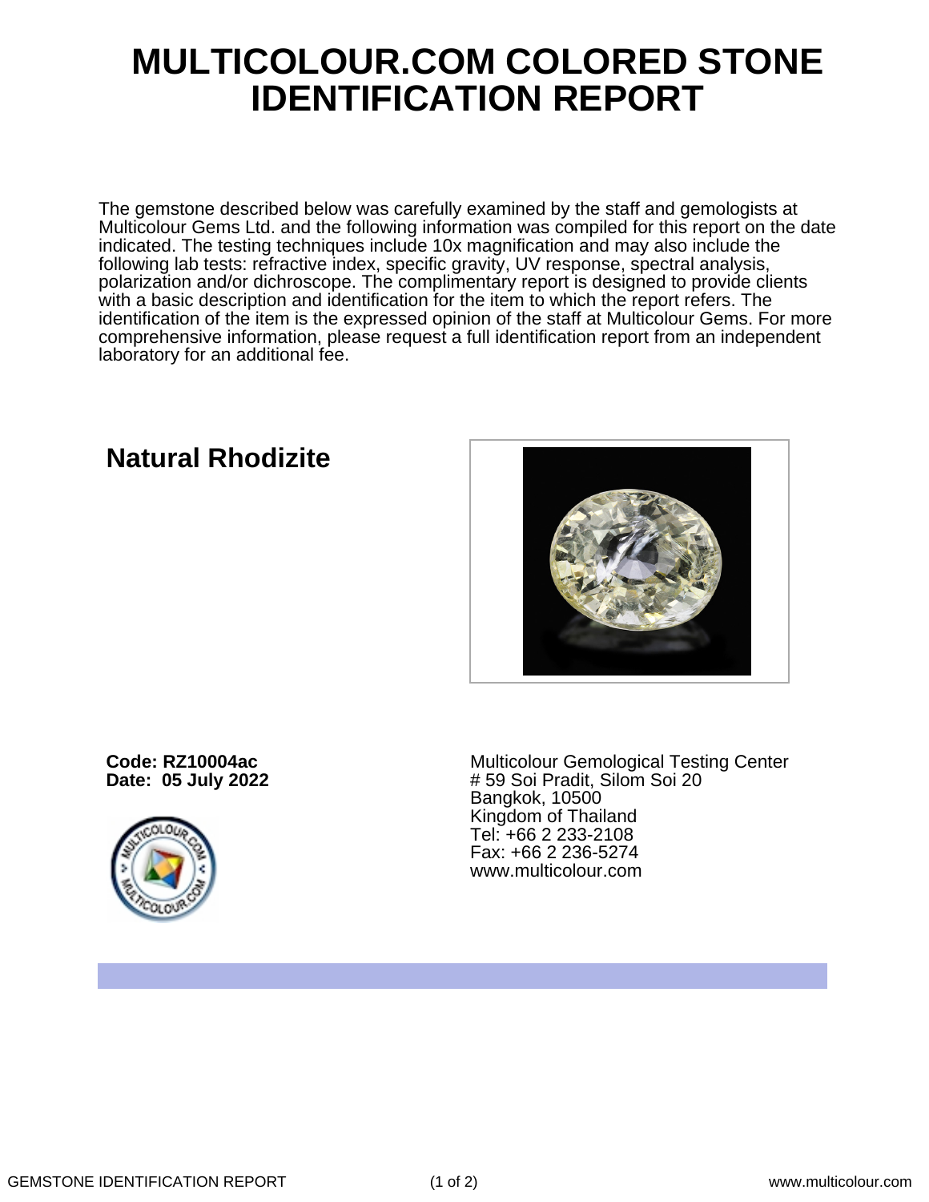# MULTICOLOUR.COM COLORED STONE IDENTIFICATION REPORT

The gemstone described below was carefully examined by the staff and gemologists at Multicolour Gems Ltd. and the following information was compiled for this report on the date indicated. The testing techniques include 10x magnification and may also include the following lab tests: refractive index, specific gravity, UV response, spectral analysis, polarization and/or dichroscope. The complimentary report is designed to provide clients with a basic description and identification for the item to which the report refers. The identification of the item is the expressed opinion of the staff at Multicolour Gems. For more comprehensive information, please request a full identification report from an independent laboratory for an additional fee.

## Natural Rhodizite

**Code: RZ10004ac**
**Date: 05 July 2022**

Multicolour Gemological Testing Center
# 59 Soi Pradit, Silom Soi 20
Bangkok, 10500
Kingdom of Thailand
Tel: +66 2 233-2108
Fax: +66 2 236-5274
www.multicolour.com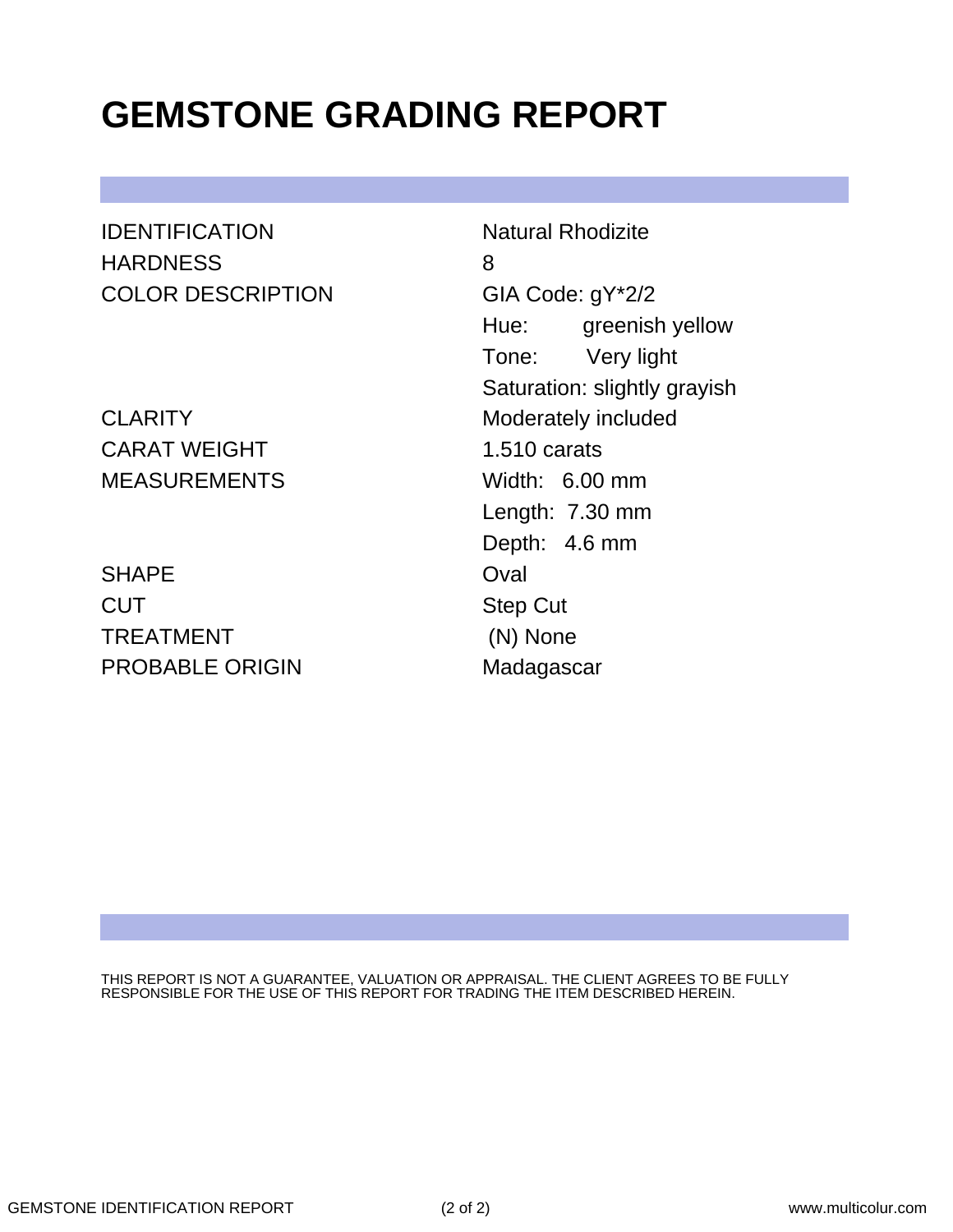# GEMSTONE GRADING REPORT

| | |
|---|---|
| IDENTIFICATION | Natural Rhodizite |
| HARDNESS | 8 |
| COLOR DESCRIPTION | GIA Code: gY*2/2 |
| | Hue: greenish yellow |
| | Tone: Very light |
| | Saturation: slightly grayish |
| CLARITY | Moderately included |
| CARAT WEIGHT | 1.510 carats |
| MEASUREMENTS | Width: 6.00 mm |
| | Length: 7.30 mm |
| | Depth: 4.6 mm |
| SHAPE | Oval |
| CUT | Step Cut |
| TREATMENT | (N) None |
| PROBABLE ORIGIN | Madagascar |

THIS REPORT IS NOT A GUARANTEE, VALUATION OR APPRAISAL. THE CLIENT AGREES TO BE FULLY RESPONSIBLE FOR THE USE OF THIS REPORT FOR TRADING THE ITEM DESCRIBED HEREIN.